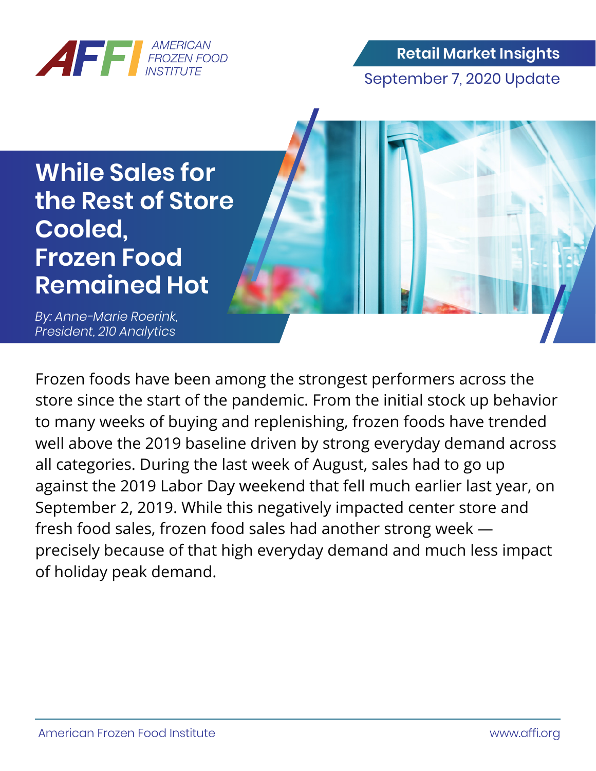AMERICAN FROZEN FOOD INSTITUTE

**Retail Market Insights**

September 7, 2020 Update

# While Sales for the Rest of Store Cooled, Frozen Food Remained Hot

*By: Anne-Marie Roerink, President, 210 Analytics*

Frozen foods have been among the strongest performers across the store since the start of the pandemic. From the initial stock up behavior to many weeks of buying and replenishing, frozen foods have trended well above the 2019 baseline driven by strong everyday demand across all categories. During the last week of August, sales had to go up against the 2019 Labor Day weekend that fell much earlier last year, on September 2, 2019. While this negatively impacted center store and fresh food sales, frozen food sales had another strong week — precisely because of that high everyday demand and much less impact of holiday peak demand.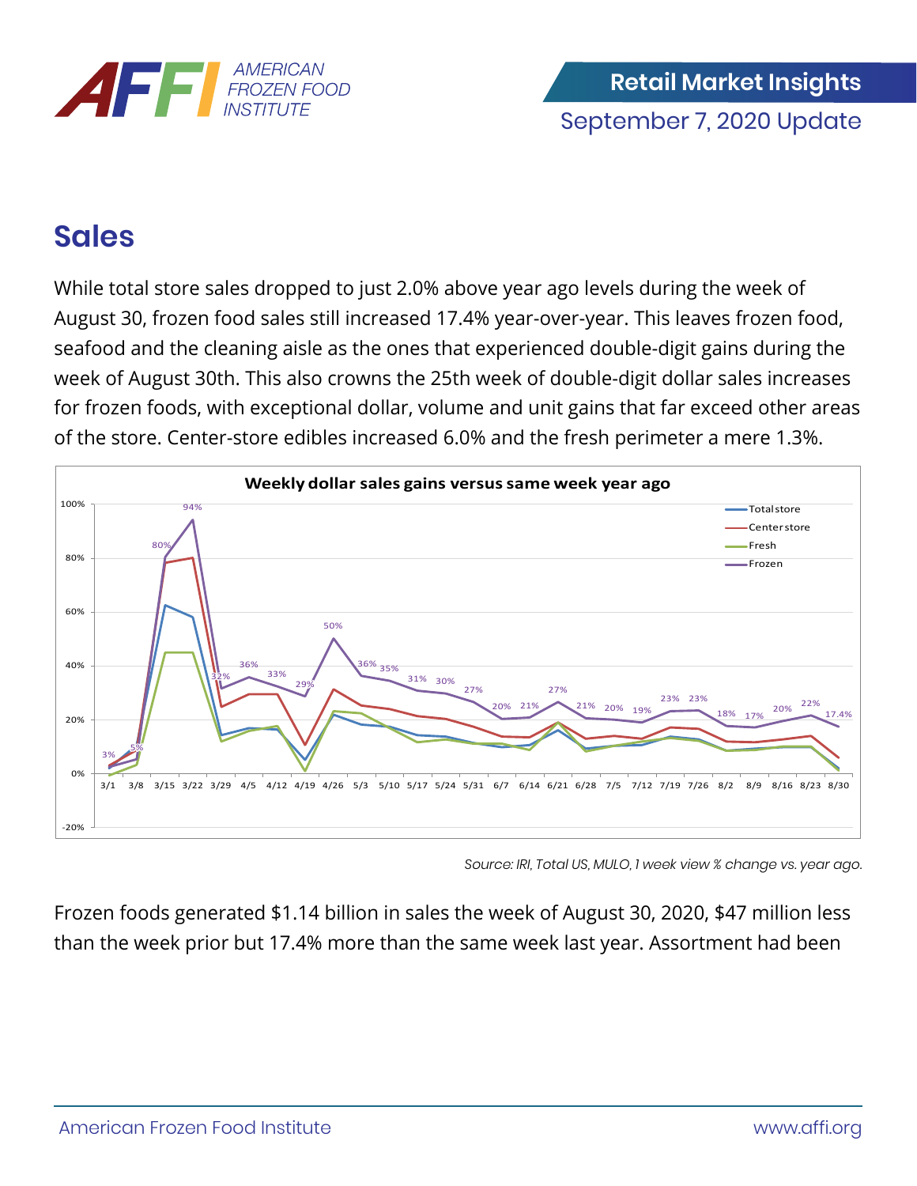# Sales

While total store sales dropped to just 2.0% above year ago levels during the week of August 30, frozen food sales still increased 17.4% year-over-year. This leaves frozen food, seafood and the cleaning aisle as the ones that experienced double-digit gains during the week of August 30th. This also crowns the 25th week of double-digit dollar sales increases for frozen foods, with exceptional dollar, volume and unit gains that far exceed other areas of the store. Center-store edibles increased 6.0% and the fresh perimeter a mere 1.3%.

*Source: IRI, Total US, MULO, 1 week view % change vs. year ago.*

Frozen foods generated $1.14 billion in sales the week of August 30, 2020, $47 million less than the week prior but 17.4% more than the same week last year. Assortment had been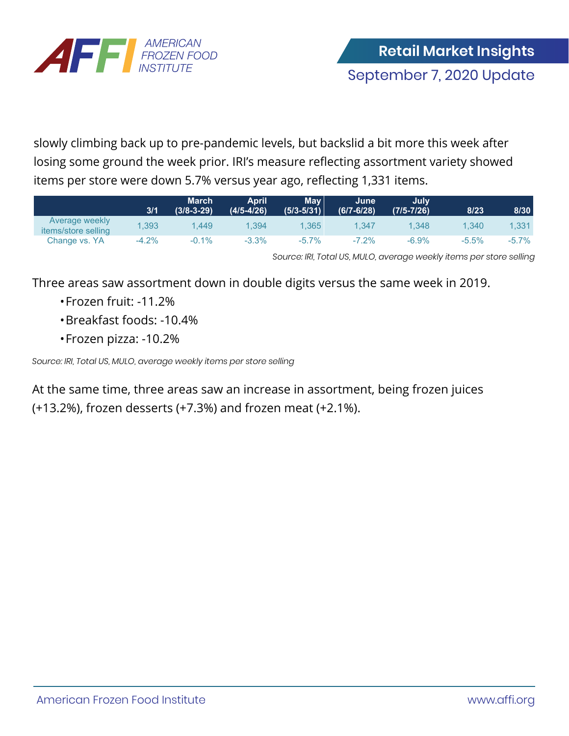slowly climbing back up to pre-pandemic levels, but backslid a bit more this week after losing some ground the week prior. IRI's measure reflecting assortment variety showed items per store were down 5.7% versus year ago, reflecting 1,331 items.

| | 3/1 | March (3/8-3-29) | April (4/5-4/26) | May (5/3-5/31) | June (6/7-6/28) | July (7/5-7/26) | 8/23 | 8/30 |
|---|---|---|---|---|---|---|---|---|
| Average weekly items/store selling | 1,393 | 1,449 | 1,394 | 1,365 | 1,347 | 1,348 | 1,340 | 1,331 |
| Change vs. YA | -4.2% | -0.1% | -3.3% | -5.7% | -7.2% | -6.9% | -5.5% | -5.7% |

*Source: IRI, Total US, MULO, average weekly items per store selling*

Three areas saw assortment down in double digits versus the same week in 2019.

- Frozen fruit: -11.2%
- Breakfast foods: -10.4%
- Frozen pizza: -10.2%

*Source: IRI, Total US, MULO, average weekly items per store selling*

At the same time, three areas saw an increase in assortment, being frozen juices (+13.2%), frozen desserts (+7.3%) and frozen meat (+2.1%).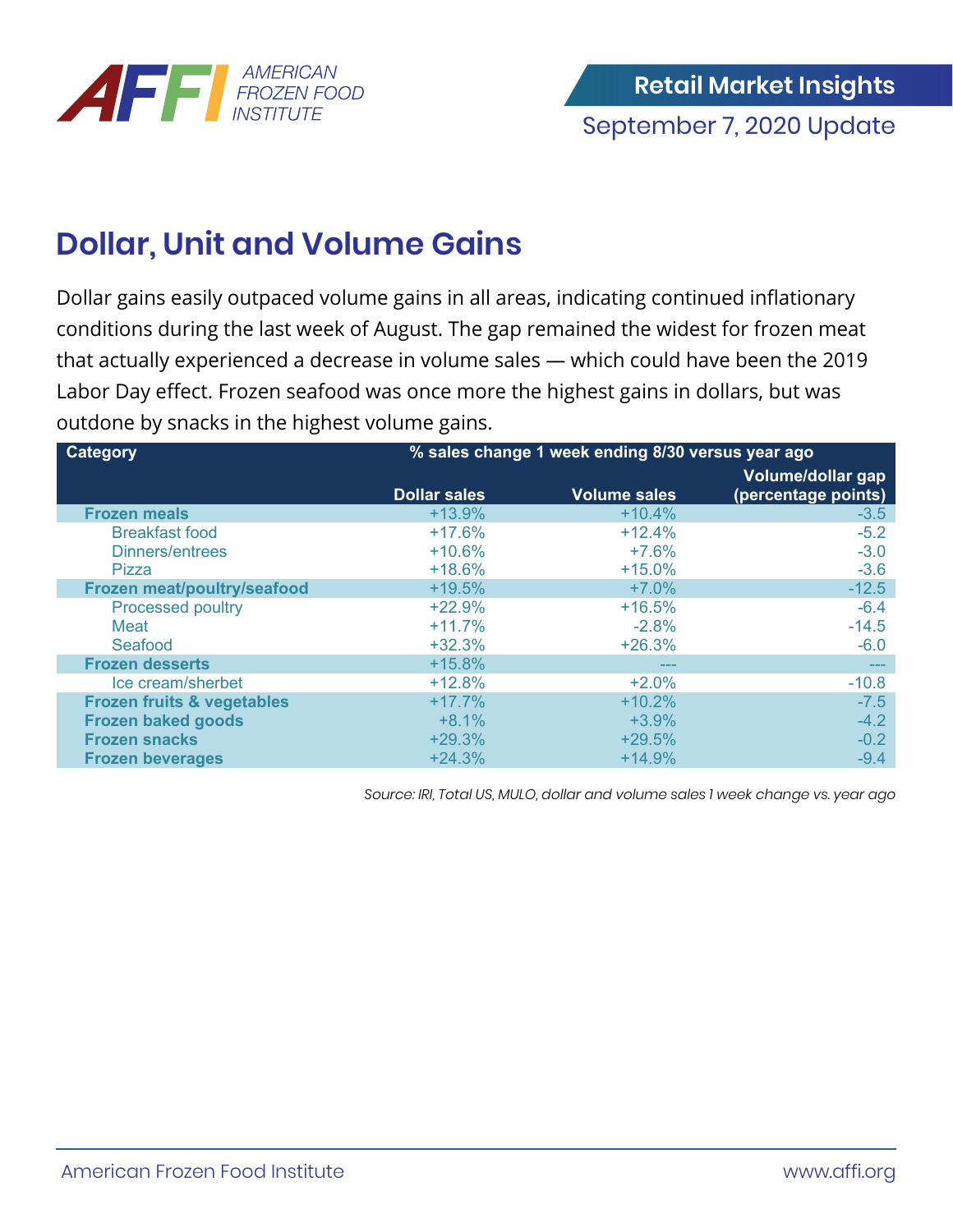## Dollar, Unit and Volume Gains

Dollar gains easily outpaced volume gains in all areas, indicating continued inflationary conditions during the last week of August. The gap remained the widest for frozen meat that actually experienced a decrease in volume sales — which could have been the 2019 Labor Day effect. Frozen seafood was once more the highest gains in dollars, but was outdone by snacks in the highest volume gains.

| Category | % sales change 1 week ending 8/30 versus year ago | | |
|---|---|---|---|
| | Dollar sales | Volume sales | Volume/dollar gap (percentage points) |
| **Frozen meals** | +13.9% | +10.4% | -3.5 |
| Breakfast food | +17.6% | +12.4% | -5.2 |
| Dinners/entrees | +10.6% | +7.6% | -3.0 |
| Pizza | +18.6% | +15.0% | -3.6 |
| **Frozen meat/poultry/seafood** | +19.5% | +7.0% | -12.5 |
| Processed poultry | +22.9% | +16.5% | -6.4 |
| Meat | +11.7% | -2.8% | -14.5 |
| Seafood | +32.3% | +26.3% | -6.0 |
| **Frozen desserts** | +15.8% | --- | --- |
| Ice cream/sherbet | +12.8% | +2.0% | -10.8 |
| **Frozen fruits & vegetables** | +17.7% | +10.2% | -7.5 |
| **Frozen baked goods** | +8.1% | +3.9% | -4.2 |
| **Frozen snacks** | +29.3% | +29.5% | -0.2 |
| **Frozen beverages** | +24.3% | +14.9% | -9.4 |

*Source: IRI, Total US, MULO, dollar and volume sales 1 week change vs. year ago*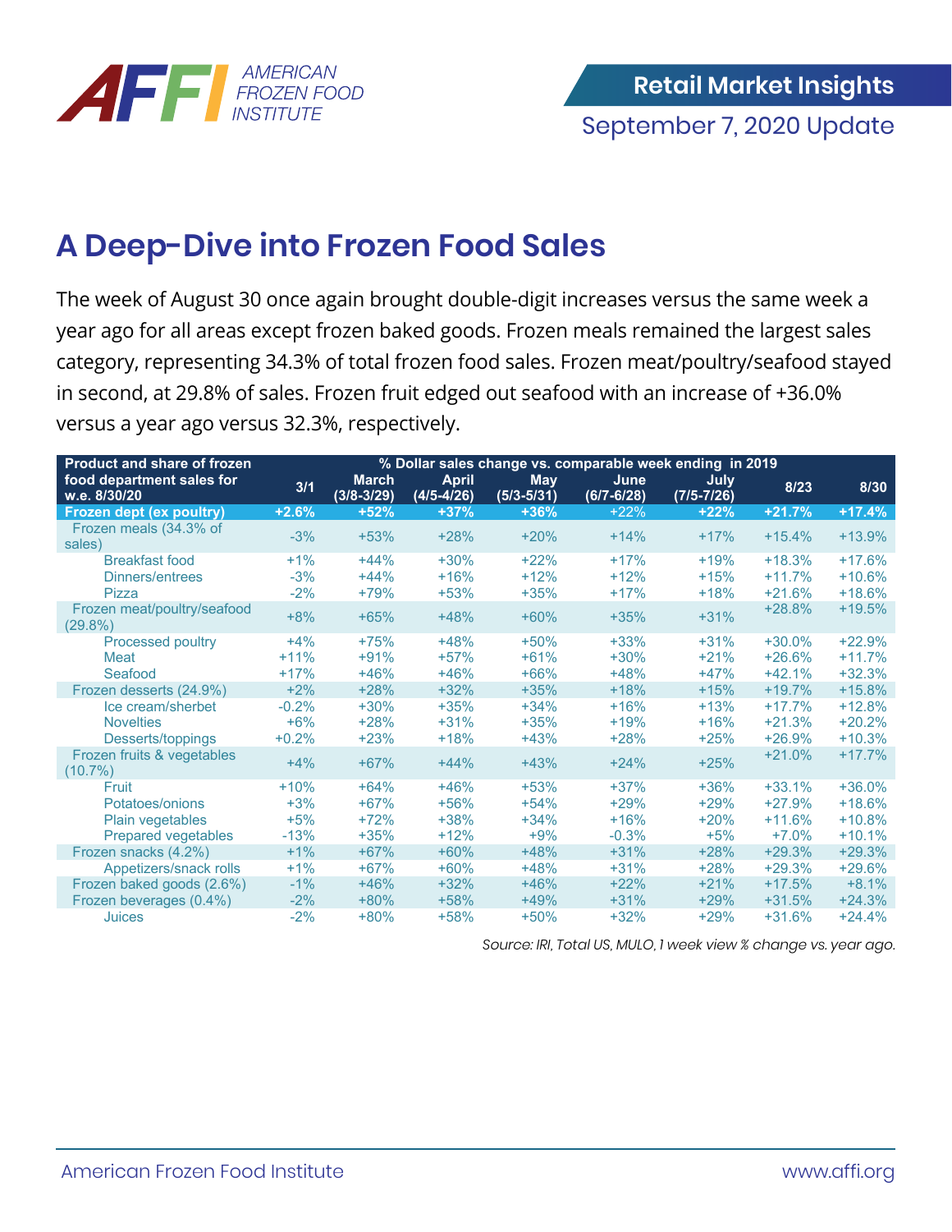## A Deep-Dive into Frozen Food Sales

The week of August 30 once again brought double-digit increases versus the same week a year ago for all areas except frozen baked goods. Frozen meals remained the largest sales category, representing 34.3% of total frozen food sales. Frozen meat/poultry/seafood stayed in second, at 29.8% of sales. Frozen fruit edged out seafood with an increase of +36.0% versus a year ago versus 32.3%, respectively.

| Product and share of frozen food department sales for w.e. 8/30/20 | % Dollar sales change vs. comparable week ending in 2019 | | | | | | | |
|---|---|---|---|---|---|---|---|---|
| | 3/1 | March (3/8-3/29) | April (4/5-4/26) | May (5/3-5/31) | June (6/7-6/28) | July (7/5-7/26) | 8/23 | 8/30 |
| **Frozen dept (ex poultry)** | **+2.6%** | **+52%** | **+37%** | **+36%** | +22% | **+22%** | **+21.7%** | **+17.4%** |
| Frozen meals (34.3% of sales) | -3% | +53% | +28% | +20% | +14% | +17% | +15.4% | +13.9% |
| Breakfast food | +1% | +44% | +30% | +22% | +17% | +19% | +18.3% | +17.6% |
| Dinners/entrees | -3% | +44% | +16% | +12% | +12% | +15% | +11.7% | +10.6% |
| Pizza | -2% | +79% | +53% | +35% | +17% | +18% | +21.6% | +18.6% |
| Frozen meat/poultry/seafood (29.8%) | +8% | +65% | +48% | +60% | +35% | +31% | +28.8% | +19.5% |
| Processed poultry | +4% | +75% | +48% | +50% | +33% | +31% | +30.0% | +22.9% |
| Meat | +11% | +91% | +57% | +61% | +30% | +21% | +26.6% | +11.7% |
| Seafood | +17% | +46% | +46% | +66% | +48% | +47% | +42.1% | +32.3% |
| Frozen desserts (24.9%) | +2% | +28% | +32% | +35% | +18% | +15% | +19.7% | +15.8% |
| Ice cream/sherbet | -0.2% | +30% | +35% | +34% | +16% | +13% | +17.7% | +12.8% |
| Novelties | +6% | +28% | +31% | +35% | +19% | +16% | +21.3% | +20.2% |
| Desserts/toppings | +0.2% | +23% | +18% | +43% | +28% | +25% | +26.9% | +10.3% |
| Frozen fruits & vegetables (10.7%) | +4% | +67% | +44% | +43% | +24% | +25% | +21.0% | +17.7% |
| Fruit | +10% | +64% | +46% | +53% | +37% | +36% | +33.1% | +36.0% |
| Potatoes/onions | +3% | +67% | +56% | +54% | +29% | +29% | +27.9% | +18.6% |
| Plain vegetables | +5% | +72% | +38% | +34% | +16% | +20% | +11.6% | +10.8% |
| Prepared vegetables | -13% | +35% | +12% | +9% | -0.3% | +5% | +7.0% | +10.1% |
| Frozen snacks (4.2%) | +1% | +67% | +60% | +48% | +31% | +28% | +29.3% | +29.3% |
| Appetizers/snack rolls | +1% | +67% | +60% | +48% | +31% | +28% | +29.3% | +29.6% |
| Frozen baked goods (2.6%) | -1% | +46% | +32% | +46% | +22% | +21% | +17.5% | +8.1% |
| Frozen beverages (0.4%) | -2% | +80% | +58% | +49% | +31% | +29% | +31.5% | +24.3% |
| Juices | -2% | +80% | +58% | +50% | +32% | +29% | +31.6% | +24.4% |

*Source: IRI, Total US, MULO, 1 week view % change vs. year ago.*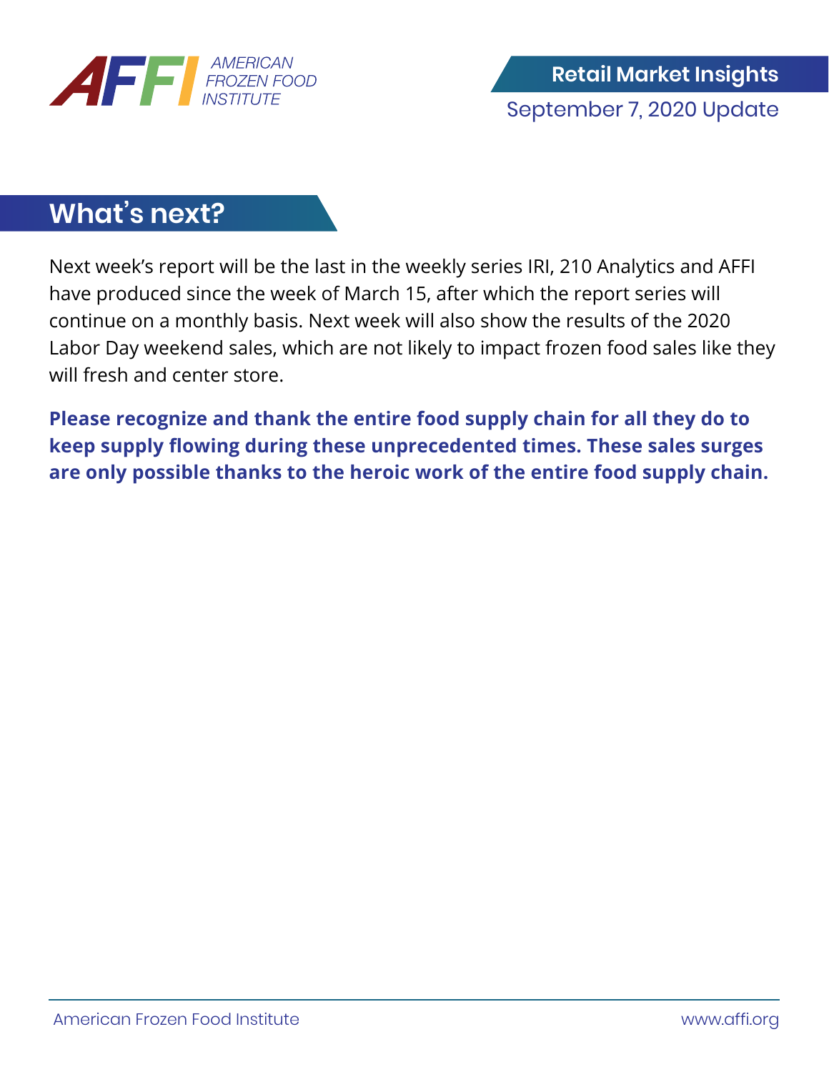## What's next?

Next week's report will be the last in the weekly series IRI, 210 Analytics and AFFI have produced since the week of March 15, after which the report series will continue on a monthly basis. Next week will also show the results of the 2020 Labor Day weekend sales, which are not likely to impact frozen food sales like they will fresh and center store.

**Please recognize and thank the entire food supply chain for all they do to keep supply flowing during these unprecedented times. These sales surges are only possible thanks to the heroic work of the entire food supply chain.**